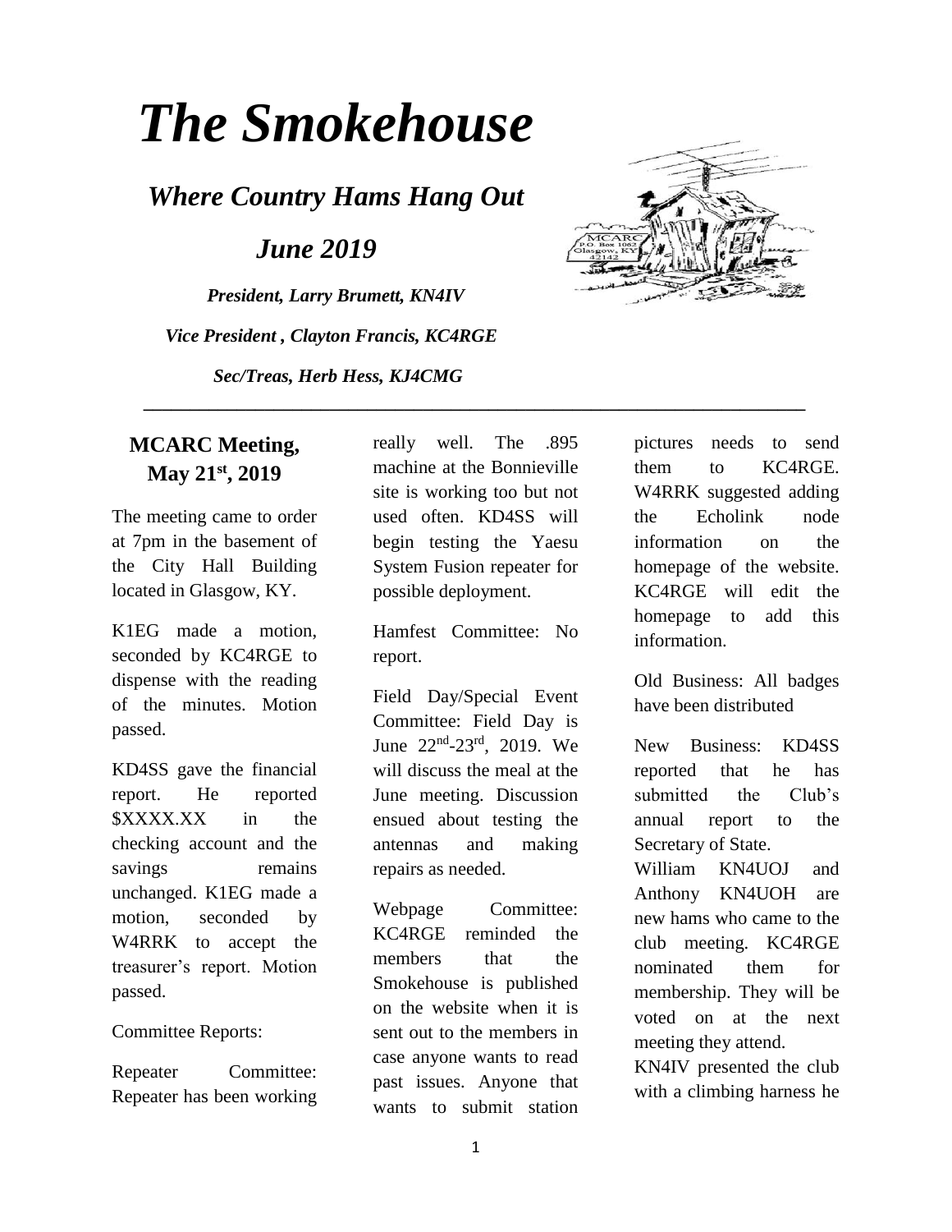# *The Smokehouse*

## *Where Country Hams Hang Out*

## *June 2019*

***President, Larry Brumett, KN4IV***

***Vice President , Clayton Francis, KC4RGE***

***Sec/Treas, Herb Hess, KJ4CMG***

---

### MCARC Meeting, May 21st, 2019

The meeting came to order at 7pm in the basement of the City Hall Building located in Glasgow, KY.

K1EG made a motion, seconded by KC4RGE to dispense with the reading of the minutes. Motion passed.

KD4SS gave the financial report. He reported $XXXX.XX in the checking account and the savings remains unchanged. K1EG made a motion, seconded by W4RRK to accept the treasurer's report. Motion passed.

Committee Reports:

Repeater Committee: Repeater has been working really well. The .895 machine at the Bonnieville site is working too but not used often. KD4SS will begin testing the Yaesu System Fusion repeater for possible deployment.

Hamfest Committee: No report.

Field Day/Special Event Committee: Field Day is June 22nd-23rd, 2019. We will discuss the meal at the June meeting. Discussion ensued about testing the antennas and making repairs as needed.

Webpage Committee: KC4RGE reminded the members that the Smokehouse is published on the website when it is sent out to the members in case anyone wants to read past issues. Anyone that wants to submit station pictures needs to send them to KC4RGE. W4RRK suggested adding the Echolink node information on the homepage of the website. KC4RGE will edit the homepage to add this information.

Old Business: All badges have been distributed

New Business: KD4SS reported that he has submitted the Club's annual report to the Secretary of State.

William KN4UOJ and Anthony KN4UOH are new hams who came to the club meeting. KC4RGE nominated them for membership. They will be voted on at the next meeting they attend.

KN4IV presented the club with a climbing harness he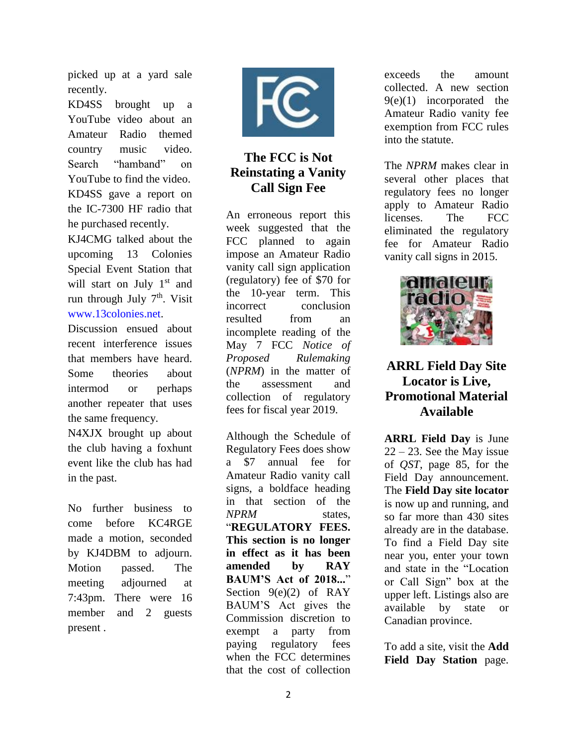picked up at a yard sale recently.

KD4SS brought up a YouTube video about an Amateur Radio themed country music video. Search “hamband” on YouTube to find the video.

KD4SS gave a report on the IC-7300 HF radio that he purchased recently.

KJ4CMG talked about the upcoming 13 Colonies Special Event Station that will start on July 1st and run through July 7th. Visit www.13colonies.net.

Discussion ensued about recent interference issues that members have heard. Some theories about intermod or perhaps another repeater that uses the same frequency.

N4XJX brought up about the club having a foxhunt event like the club has had in the past.

No further business to come before KC4RGE made a motion, seconded by KJ4DBM to adjourn. Motion passed. The meeting adjourned at 7:43pm. There were 16 member and 2 guests present .

## The FCC is Not Reinstating a Vanity Call Sign Fee

An erroneous report this week suggested that the FCC planned to again impose an Amateur Radio vanity call sign application (regulatory) fee of $70 for the 10-year term. This incorrect conclusion resulted from an incomplete reading of the May 7 FCC *Notice of Proposed Rulemaking* (*NPRM*) in the matter of the assessment and collection of regulatory fees for fiscal year 2019.

Although the Schedule of Regulatory Fees does show a $7 annual fee for Amateur Radio vanity call signs, a boldface heading in that section of the *NPRM* states, “**REGULATORY FEES. This section is no longer in effect as it has been amended by RAY BAUM’S Act of 2018...**” Section 9(e)(2) of RAY BAUM’S Act gives the Commission discretion to exempt a party from paying regulatory fees when the FCC determines that the cost of collection exceeds the amount collected. A new section 9(e)(1) incorporated the Amateur Radio vanity fee exemption from FCC rules into the statute.

The *NPRM* makes clear in several other places that regulatory fees no longer apply to Amateur Radio licenses. The FCC eliminated the regulatory fee for Amateur Radio vanity call signs in 2015.

## ARRL Field Day Site Locator is Live, Promotional Material Available

**ARRL Field Day** is June 22 – 23. See the May issue of *QST*, page 85, for the Field Day announcement. The **Field Day site locator** is now up and running, and so far more than 430 sites already are in the database. To find a Field Day site near you, enter your town and state in the “Location or Call Sign” box at the upper left. Listings also are available by state or Canadian province.

To add a site, visit the **Add Field Day Station** page.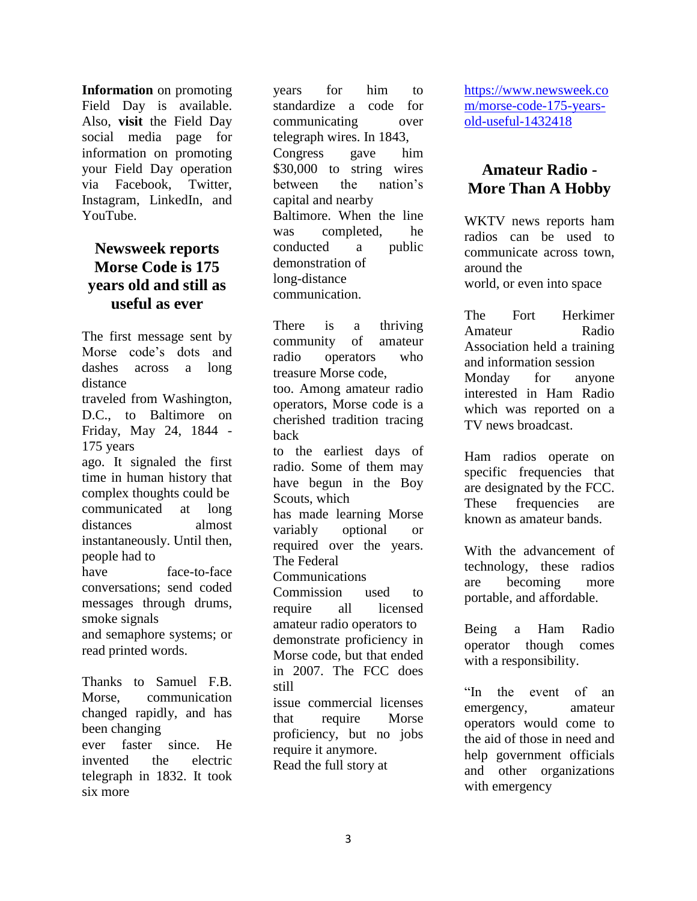**Information** on promoting Field Day is available. Also, **visit** the Field Day social media page for information on promoting your Field Day operation via Facebook, Twitter, Instagram, LinkedIn, and YouTube.

## Newsweek reports Morse Code is 175 years old and still as useful as ever

The first message sent by Morse code's dots and dashes across a long distance traveled from Washington, D.C., to Baltimore on Friday, May 24, 1844 - 175 years ago. It signaled the first time in human history that complex thoughts could be communicated at long distances almost instantaneously. Until then, people had to have face-to-face conversations; send coded messages through drums, smoke signals and semaphore systems; or read printed words.

Thanks to Samuel F.B. Morse, communication changed rapidly, and has been changing ever faster since. He invented the electric telegraph in 1832. It took six more years for him to standardize a code for communicating over telegraph wires. In 1843, Congress gave him $30,000 to string wires between the nation's capital and nearby Baltimore. When the line was completed, he conducted a public demonstration of long-distance communication.

There is a thriving community of amateur radio operators who treasure Morse code, too. Among amateur radio operators, Morse code is a cherished tradition tracing back to the earliest days of radio. Some of them may have begun in the Boy Scouts, which has made learning Morse variably optional or required over the years. The Federal Communications Commission used to require all licensed amateur radio operators to demonstrate proficiency in Morse code, but that ended in 2007. The FCC does still issue commercial licenses that require Morse proficiency, but no jobs require it anymore.

Read the full story at https://www.newsweek.com/morse-code-175-years-old-useful-1432418

## Amateur Radio - More Than A Hobby

WKTV news reports ham radios can be used to communicate across town, around the world, or even into space

The Fort Herkimer Amateur Radio Association held a training and information session Monday for anyone interested in Ham Radio which was reported on a TV news broadcast.

Ham radios operate on specific frequencies that are designated by the FCC. These frequencies are known as amateur bands.

With the advancement of technology, these radios are becoming more portable, and affordable.

Being a Ham Radio operator though comes with a responsibility.

"In the event of an emergency, amateur operators would come to the aid of those in need and help government officials and other organizations with emergency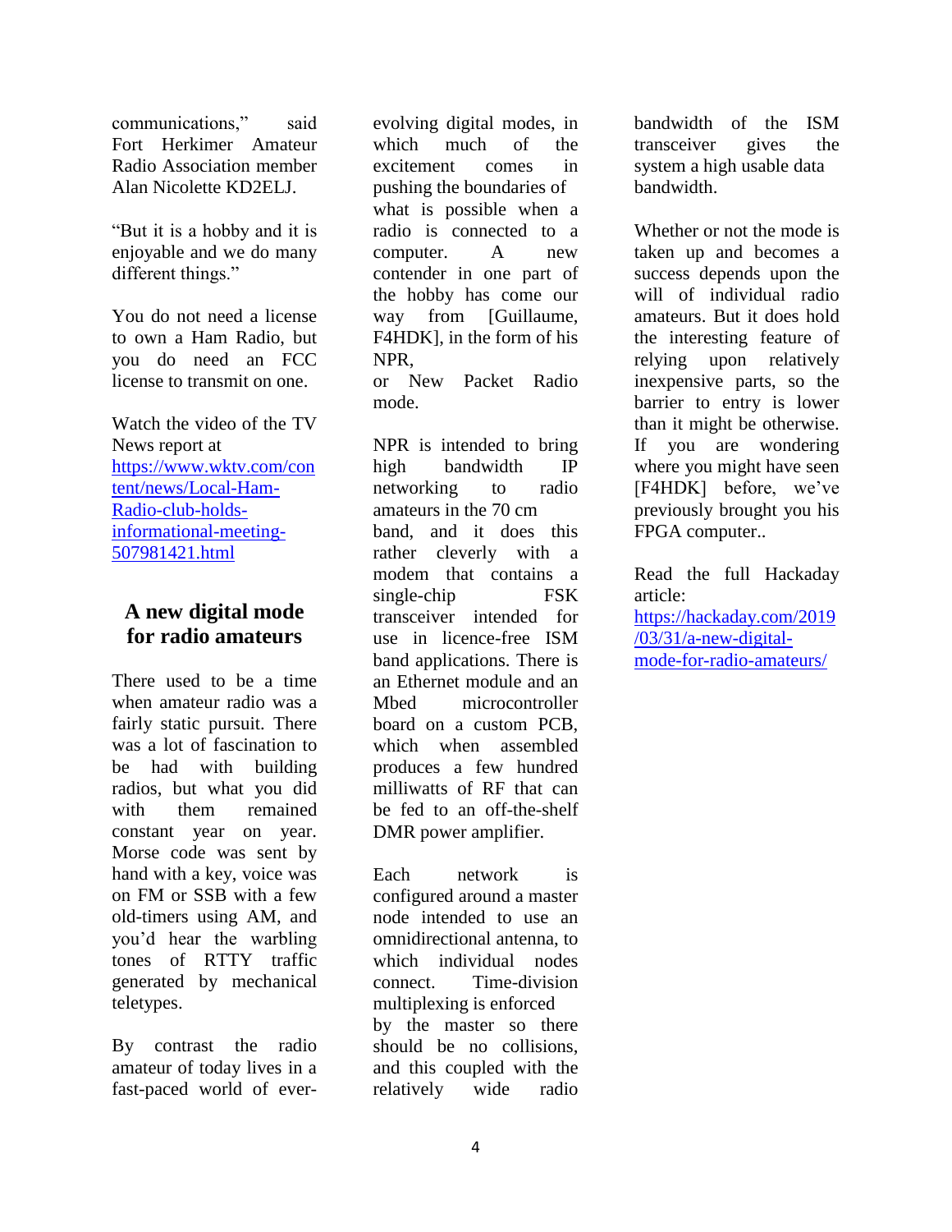communications," said Fort Herkimer Amateur Radio Association member Alan Nicolette KD2ELJ.

"But it is a hobby and it is enjoyable and we do many different things."

You do not need a license to own a Ham Radio, but you do need an FCC license to transmit on one.

Watch the video of the TV News report at https://www.wktv.com/content/news/Local-Ham-Radio-club-holds-informational-meeting-507981421.html

## A new digital mode for radio amateurs

There used to be a time when amateur radio was a fairly static pursuit. There was a lot of fascination to be had with building radios, but what you did with them remained constant year on year. Morse code was sent by hand with a key, voice was on FM or SSB with a few old-timers using AM, and you'd hear the warbling tones of RTTY traffic generated by mechanical teletypes.

By contrast the radio amateur of today lives in a fast-paced world of ever-evolving digital modes, in which much of the excitement comes in pushing the boundaries of what is possible when a radio is connected to a computer. A new contender in one part of the hobby has come our way from [Guillaume, F4HDK], in the form of his NPR, or New Packet Radio mode.

NPR is intended to bring high bandwidth IP networking to radio amateurs in the 70 cm band, and it does this rather cleverly with a modem that contains a single-chip FSK transceiver intended for use in licence-free ISM band applications. There is an Ethernet module and an Mbed microcontroller board on a custom PCB, which when assembled produces a few hundred milliwatts of RF that can be fed to an off-the-shelf DMR power amplifier.

Each network is configured around a master node intended to use an omnidirectional antenna, to which individual nodes connect. Time-division multiplexing is enforced by the master so there should be no collisions, and this coupled with the relatively wide radio bandwidth of the ISM transceiver gives the system a high usable data bandwidth.

Whether or not the mode is taken up and becomes a success depends upon the will of individual radio amateurs. But it does hold the interesting feature of relying upon relatively inexpensive parts, so the barrier to entry is lower than it might be otherwise. If you are wondering where you might have seen [F4HDK] before, we've previously brought you his FPGA computer..

Read the full Hackaday article: https://hackaday.com/2019/03/31/a-new-digital-mode-for-radio-amateurs/